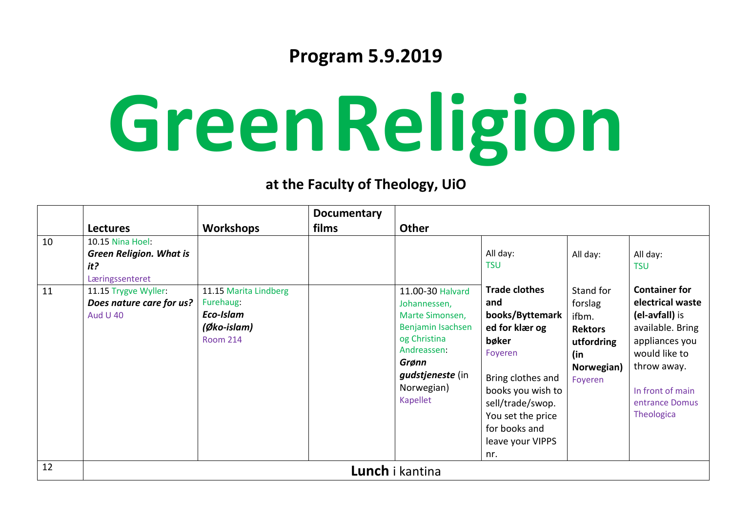## Program 5.9.2019

# GreenReligion

### at the Faculty of Theology, UiO

| | Lectures | Workshops | Documentary films | Other | | | |
|---|---|---|---|---|---|---|---|
| 10 | 10.15 Nina Hoel: ***Green Religion. What is it?*** Læringssenteret | | | | All day: TSU<br><br>**Trade clothes and books/Byttemarked for klær og bøker** Foyeren<br><br>Bring clothes and books you wish to sell/trade/swop. You set the price for books and leave your VIPPS nr. | All day:<br><br>Stand for forslag ifbm. **Rektors utfordring (in Norwegian)** Foyeren | All day: TSU<br><br>**Container for electrical waste (el-avfall)** is available. Bring appliances you would like to throw away.<br><br>In front of main entrance Domus Theologica |
| 11 | 11.15 Trygve Wyller: ***Does nature care for us?*** Aud U 40 | 11.15 Marita Lindberg Furehaug: ***Eco-Islam (Øko-islam)*** Room 214 | | 11.00-30 Halvard Johannessen, Marte Simonsen, Benjamin Isachsen og Christina Andreassen: ***Grønn gudstjeneste*** (in Norwegian) Kapellet | | | |
| 12 | **Lunch** i kantina | | | | | | |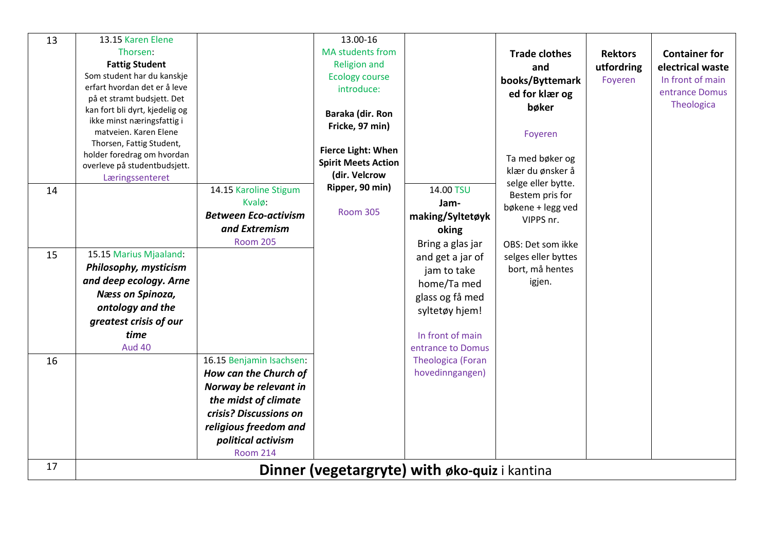| | | | | | | | |
|---|---|---|---|---|---|---|---|
| 13 | 13.15 Karen Elene Thorsen: **Fattig Student** Som student har du kanskje erfart hvordan det er å leve på et stramt budsjett. Det kan fort bli dyrt, kjedelig og ikke minst næringsfattig i matveien. Karen Elene Thorsen, Fattig Student, holder foredrag om hvordan overleve på studentbudsjett. Læringssenteret | | 13.00-16 MA students from Religion and Ecology course introduce: **Baraka (dir. Ron Fricke, 97 min)** **Fierce Light: When Spirit Meets Action (dir. Velcrow Ripper, 90 min)** Room 305 | | **Trade clothes and books/Byttemarked for klær og bøker** Foyeren Ta med bøker og klær du ønsker å selge eller bytte. Bestem pris for bøkene + legg ved VIPPS nr. OBS: Det som ikke selges eller byttes bort, må hentes igjen. | **Rektors utfordring** Foyeren | **Container for electrical waste** In front of main entrance Domus Theologica |
| 14 | | 14.15 Karoline Stigum Kvalø: ***Between Eco-activism and Extremism*** Room 205 | | 14.00 TSU **Jam-making/Syltetøykoking** Bring a glas jar and get a jar of jam to take home/Ta med glass og få med syltetøy hjem! In front of main entrance to Domus Theologica (Foran hovedinngangen) | | | |
| 15 | 15.15 Marius Mjaaland: ***Philosophy, mysticism and deep ecology. Arne Næss on Spinoza, ontology and the greatest crisis of our time*** Aud 40 | | | | | | |
| 16 | | 16.15 Benjamin Isachsen: ***How can the Church of Norway be relevant in the midst of climate crisis? Discussions on religious freedom and political activism*** Room 214 | | | | | |
| 17 | **Dinner (vegetargryte) with øko-quiz** i kantina | | | | | | |